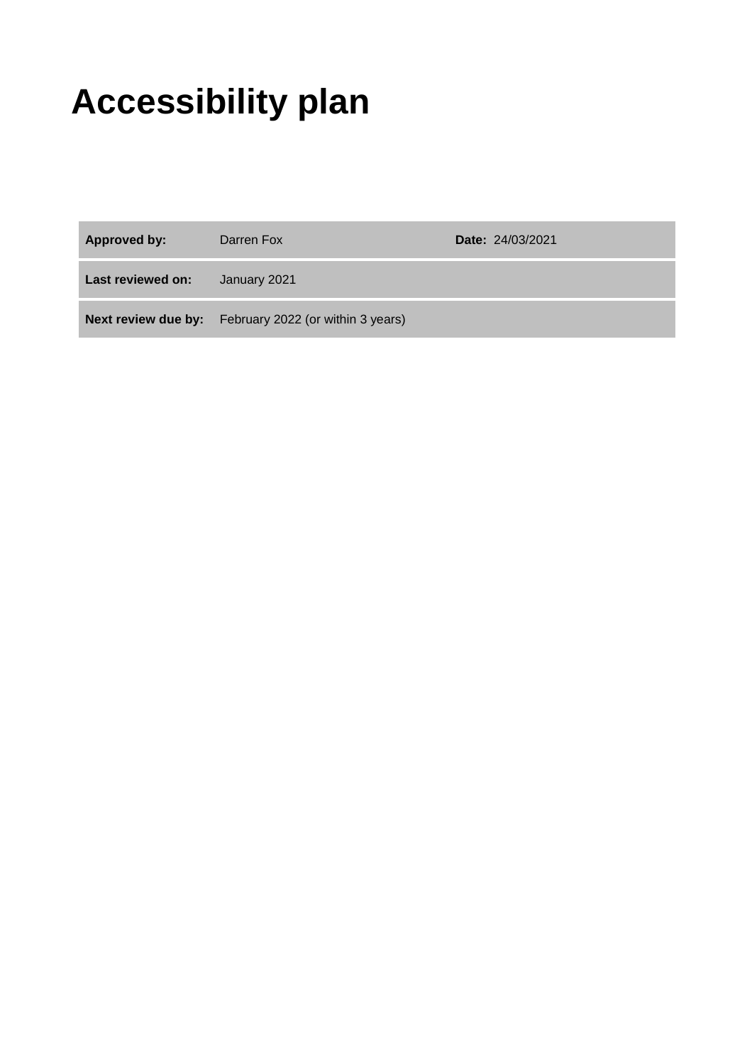# Accessibility plan

| | | | |
|---|---|---|---|
| **Approved by:** | Darren Fox | **Date:** 24/03/2021 | |
| **Last reviewed on:** | January 2021 | | |
| **Next review due by:** | February 2022 (or within 3 years) | | |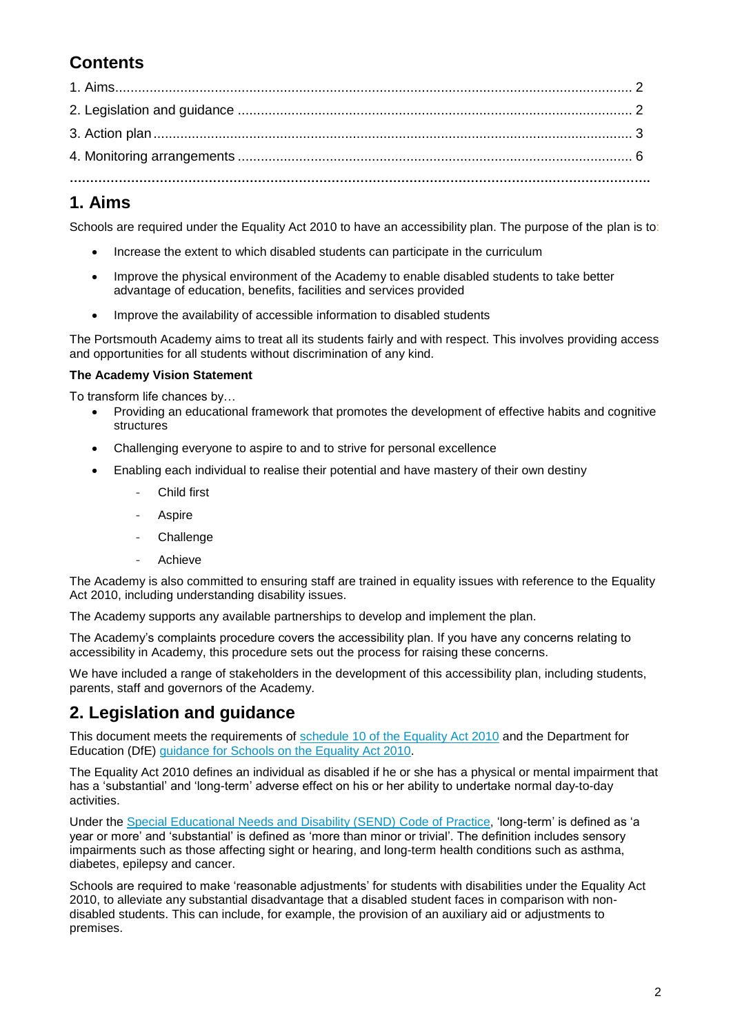## Contents

1. Aims........................................................................................................................................ 2
2. Legislation and guidance ....................................................................................................... 2
3. Action plan ............................................................................................................................. 3
4. Monitoring arrangements ....................................................................................................... 6

# 1. Aims

Schools are required under the Equality Act 2010 to have an accessibility plan. The purpose of the plan is to:

- Increase the extent to which disabled students can participate in the curriculum
- Improve the physical environment of the Academy to enable disabled students to take better advantage of education, benefits, facilities and services provided
- Improve the availability of accessible information to disabled students

The Portsmouth Academy aims to treat all its students fairly and with respect. This involves providing access and opportunities for all students without discrimination of any kind.

**The Academy Vision Statement**

To transform life chances by…

- Providing an educational framework that promotes the development of effective habits and cognitive structures
- Challenging everyone to aspire to and to strive for personal excellence
- Enabling each individual to realise their potential and have mastery of their own destiny
  - Child first
  - Aspire
  - Challenge
  - Achieve

The Academy is also committed to ensuring staff are trained in equality issues with reference to the Equality Act 2010, including understanding disability issues.

The Academy supports any available partnerships to develop and implement the plan.

The Academy's complaints procedure covers the accessibility plan. If you have any concerns relating to accessibility in Academy, this procedure sets out the process for raising these concerns.

We have included a range of stakeholders in the development of this accessibility plan, including students, parents, staff and governors of the Academy.

# 2. Legislation and guidance

This document meets the requirements of schedule 10 of the Equality Act 2010 and the Department for Education (DfE) guidance for Schools on the Equality Act 2010.

The Equality Act 2010 defines an individual as disabled if he or she has a physical or mental impairment that has a 'substantial' and 'long-term' adverse effect on his or her ability to undertake normal day-to-day activities.

Under the Special Educational Needs and Disability (SEND) Code of Practice, 'long-term' is defined as 'a year or more' and 'substantial' is defined as 'more than minor or trivial'. The definition includes sensory impairments such as those affecting sight or hearing, and long-term health conditions such as asthma, diabetes, epilepsy and cancer.

Schools are required to make 'reasonable adjustments' for students with disabilities under the Equality Act 2010, to alleviate any substantial disadvantage that a disabled student faces in comparison with non-disabled students. This can include, for example, the provision of an auxiliary aid or adjustments to premises.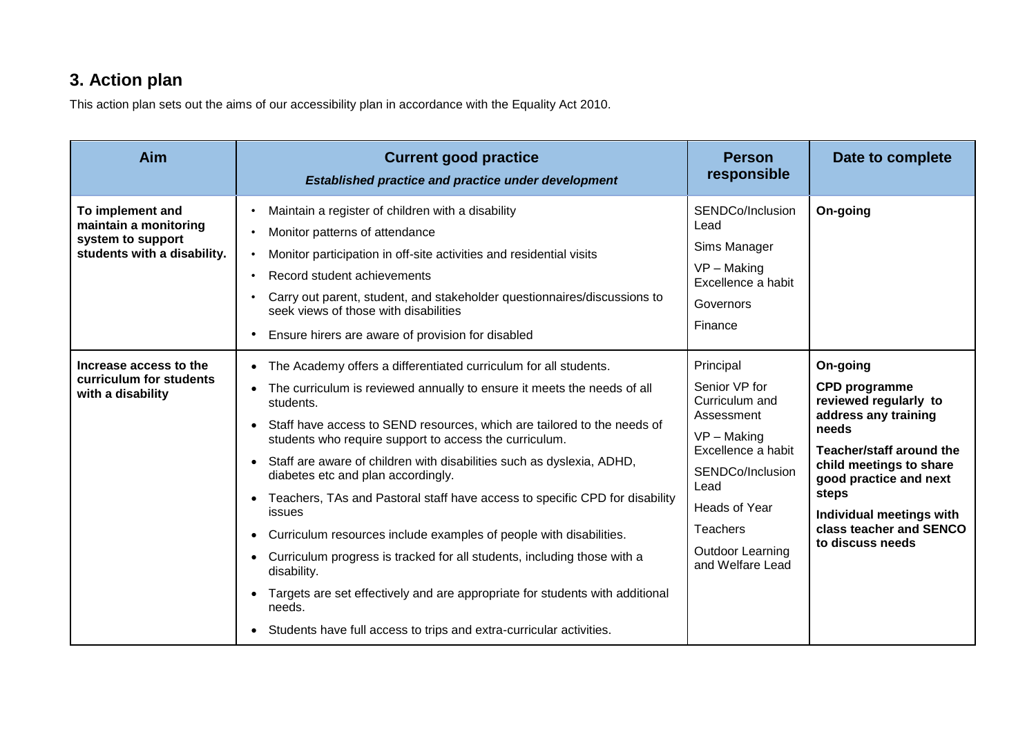## 3. Action plan

This action plan sets out the aims of our accessibility plan in accordance with the Equality Act 2010.

| Aim | Current good practice<br>***Established practice and practice under development*** | Person responsible | Date to complete |
|---|---|---|---|
| **To implement and maintain a monitoring system to support students with a disability.** | • Maintain a register of children with a disability<br>• Monitor patterns of attendance<br>• Monitor participation in off-site activities and residential visits<br>• Record student achievements<br>• Carry out parent, student, and stakeholder questionnaires/discussions to seek views of those with disabilities<br>• Ensure hirers are aware of provision for disabled | SENDCo/Inclusion Lead<br>Sims Manager<br>VP – Making Excellence a habit<br>Governors<br>Finance | **On-going** |
| **Increase access to the curriculum for students with a disability** | • The Academy offers a differentiated curriculum for all students.<br>• The curriculum is reviewed annually to ensure it meets the needs of all students.<br>• Staff have access to SEND resources, which are tailored to the needs of students who require support to access the curriculum.<br>• Staff are aware of children with disabilities such as dyslexia, ADHD, diabetes etc and plan accordingly.<br>• Teachers, TAs and Pastoral staff have access to specific CPD for disability issues<br>• Curriculum resources include examples of people with disabilities.<br>• Curriculum progress is tracked for all students, including those with a disability.<br>• Targets are set effectively and are appropriate for students with additional needs.<br>• Students have full access to trips and extra-curricular activities. | Principal<br>Senior VP for Curriculum and Assessment<br>VP – Making Excellence a habit<br>SENDCo/Inclusion Lead<br>Heads of Year<br>Teachers<br>Outdoor Learning and Welfare Lead | **On-going**<br>**CPD programme reviewed regularly to address any training needs**<br>**Teacher/staff around the child meetings to share good practice and next steps**<br>**Individual meetings with class teacher and SENCO to discuss needs** |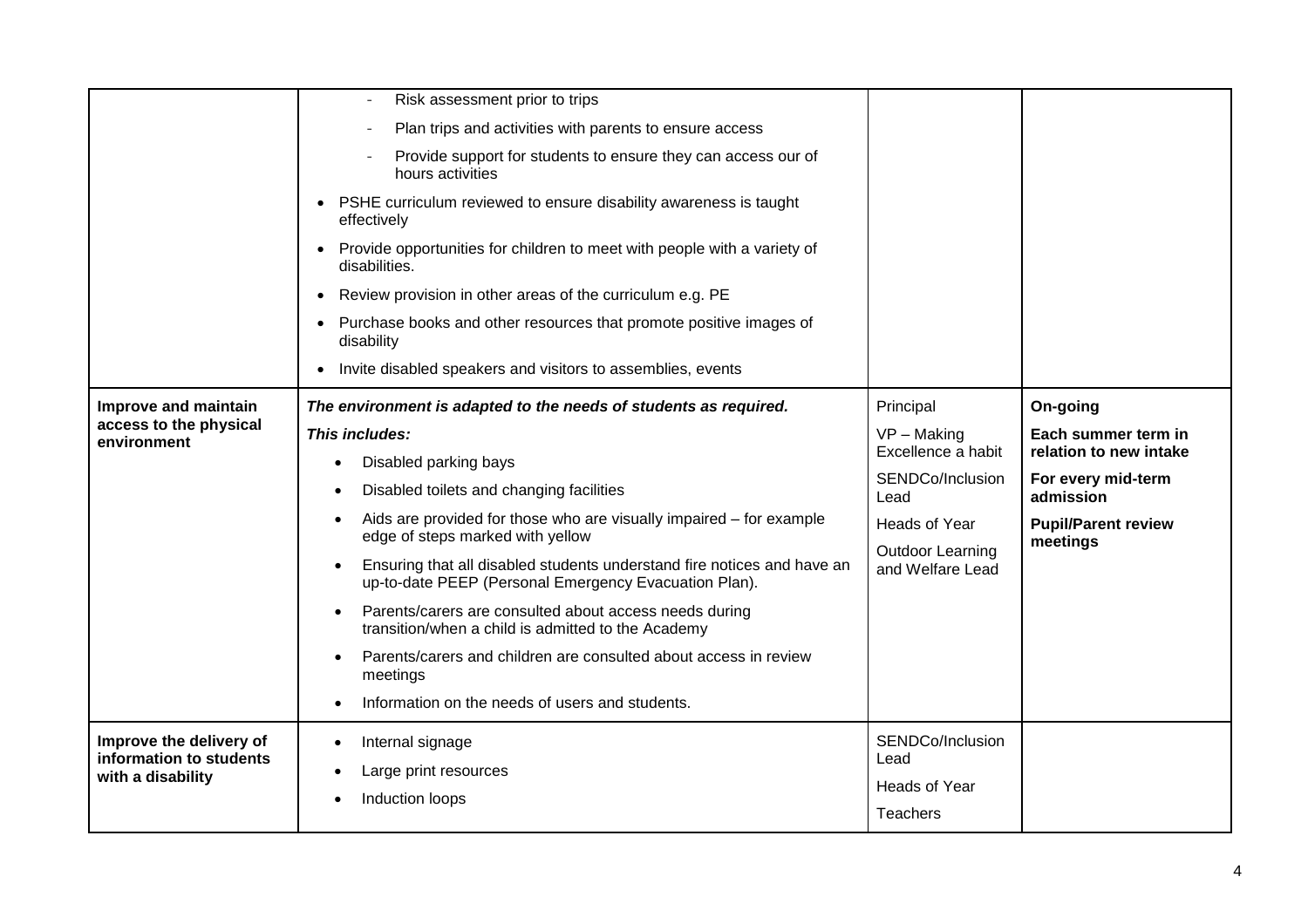| | | | |
|---|---|---|---|
| | - Risk assessment prior to trips<br>- Plan trips and activities with parents to ensure access<br>- Provide support for students to ensure they can access our of hours activities<br>• PSHE curriculum reviewed to ensure disability awareness is taught effectively<br>• Provide opportunities for children to meet with people with a variety of disabilities.<br>• Review provision in other areas of the curriculum e.g. PE<br>• Purchase books and other resources that promote positive images of disability<br>• Invite disabled speakers and visitors to assemblies, events | | |
| **Improve and maintain access to the physical environment** | ***The environment is adapted to the needs of students as required.***<br>***This includes:***<br>• Disabled parking bays<br>• Disabled toilets and changing facilities<br>• Aids are provided for those who are visually impaired – for example edge of steps marked with yellow<br>• Ensuring that all disabled students understand fire notices and have an up-to-date PEEP (Personal Emergency Evacuation Plan).<br>• Parents/carers are consulted about access needs during transition/when a child is admitted to the Academy<br>• Parents/carers and children are consulted about access in review meetings<br>• Information on the needs of users and students. | Principal<br>VP – Making Excellence a habit<br>SENDCo/Inclusion Lead<br>Heads of Year<br>Outdoor Learning and Welfare Lead | **On-going**<br>**Each summer term in relation to new intake**<br>**For every mid-term admission**<br>**Pupil/Parent review meetings** |
| **Improve the delivery of information to students with a disability** | • Internal signage<br>• Large print resources<br>• Induction loops | SENDCo/Inclusion Lead<br>Heads of Year<br>Teachers | |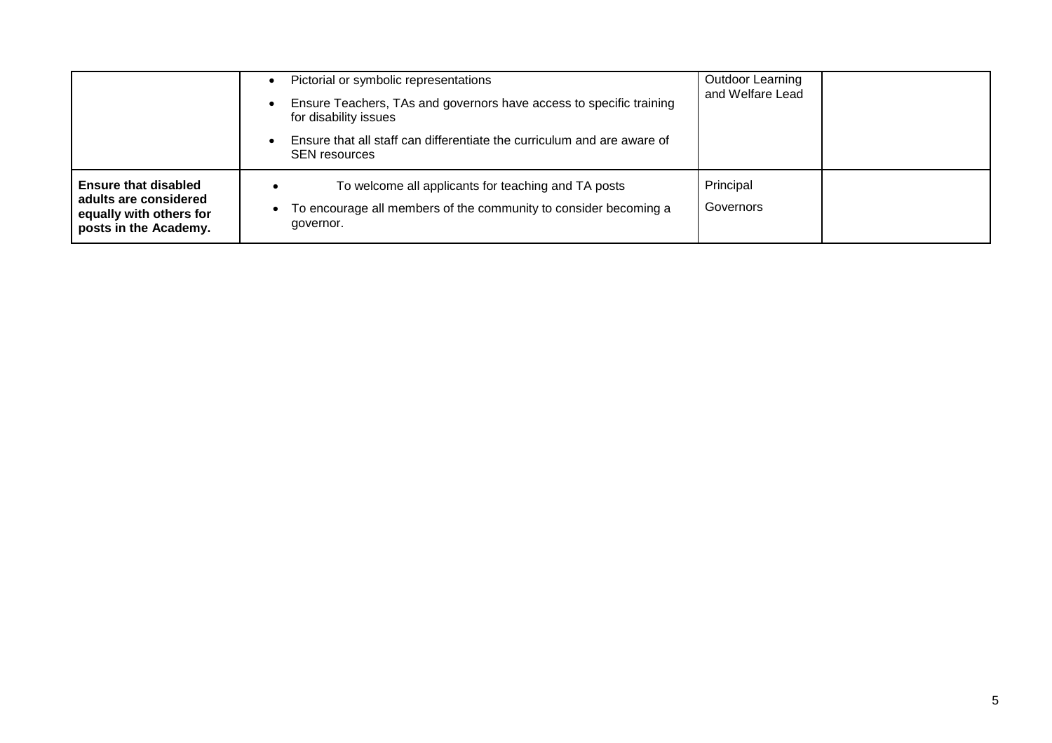| | | | |
|---|---|---|---|
| | • Pictorial or symbolic representations<br>• Ensure Teachers, TAs and governors have access to specific training for disability issues<br>• Ensure that all staff can differentiate the curriculum and are aware of SEN resources | Outdoor Learning and Welfare Lead | |
| **Ensure that disabled adults are considered equally with others for posts in the Academy.** | • To welcome all applicants for teaching and TA posts<br>• To encourage all members of the community to consider becoming a governor. | Principal<br>Governors | |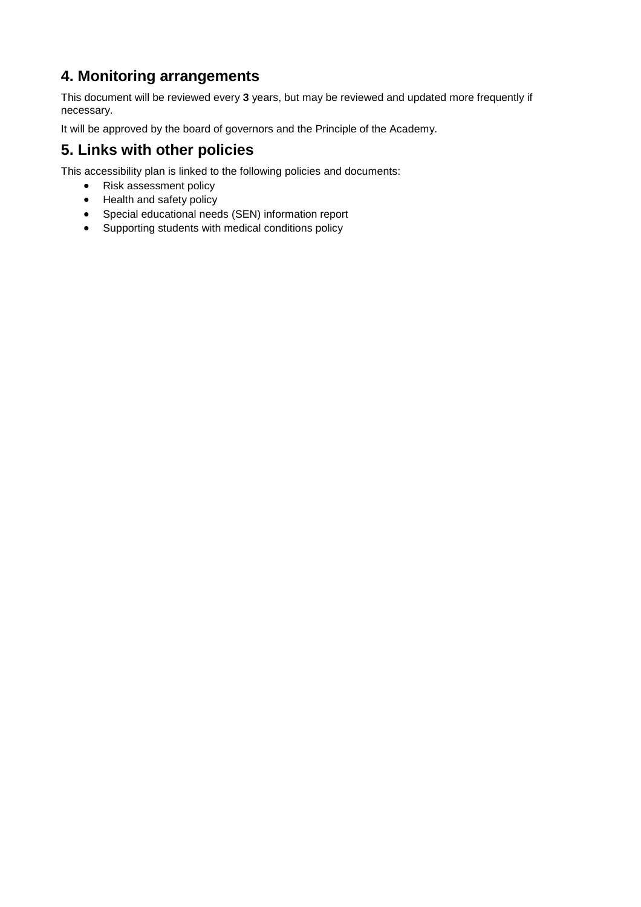## 4. Monitoring arrangements

This document will be reviewed every **3** years, but may be reviewed and updated more frequently if necessary.

It will be approved by the board of governors and the Principle of the Academy.

## 5. Links with other policies

This accessibility plan is linked to the following policies and documents:

- Risk assessment policy
- Health and safety policy
- Special educational needs (SEN) information report
- Supporting students with medical conditions policy